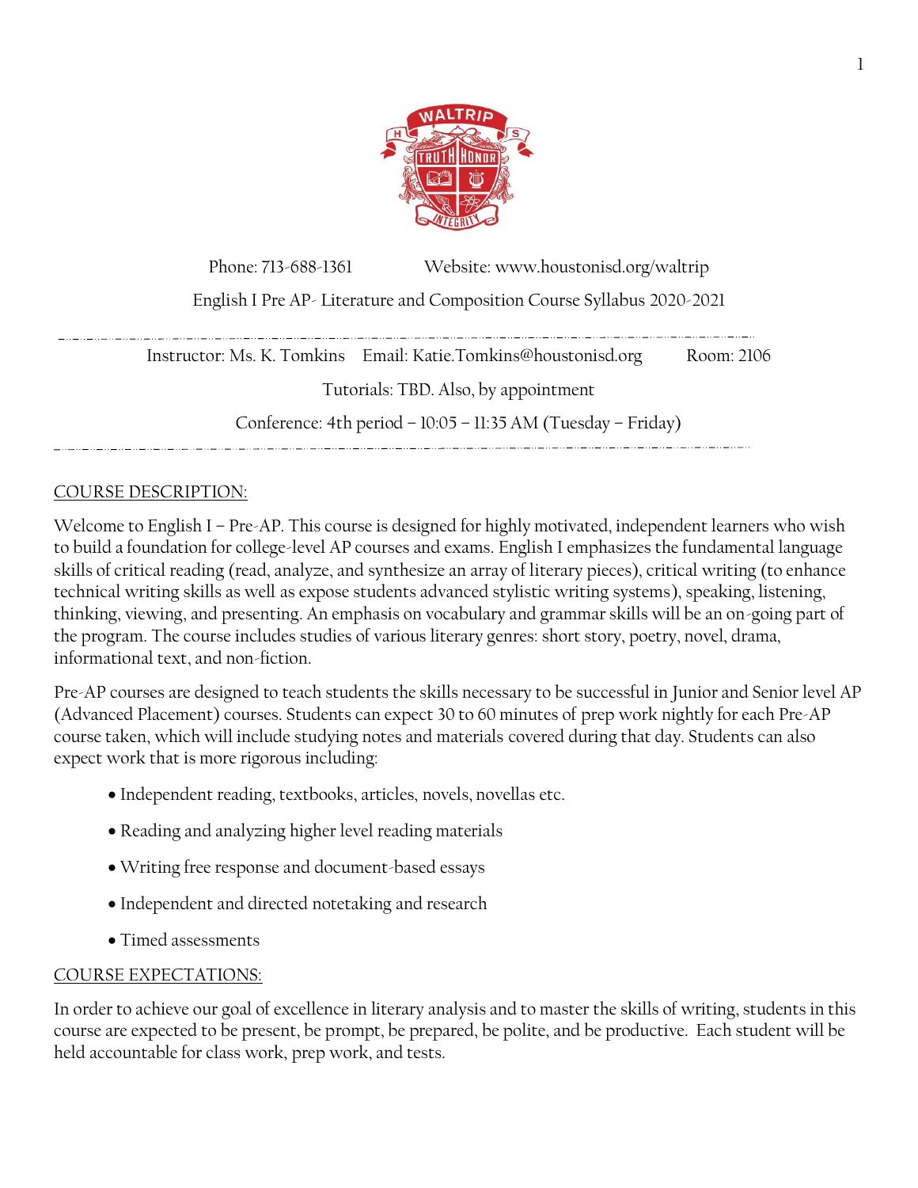Phone: 713-688-1361 Website: www.houstonisd.org/waltrip

English I Pre AP- Literature and Composition Course Syllabus 2020-2021

Instructor: Ms. K. Tomkins Email: Katie.Tomkins@houstonisd.org Room: 2106

Tutorials: TBD. Also, by appointment

Conference: 4th period – 10:05 – 11:35 AM (Tuesday – Friday)

## COURSE DESCRIPTION:

Welcome to English I – Pre-AP. This course is designed for highly motivated, independent learners who wish to build a foundation for college-level AP courses and exams. English I emphasizes the fundamental language skills of critical reading (read, analyze, and synthesize an array of literary pieces), critical writing (to enhance technical writing skills as well as expose students advanced stylistic writing systems), speaking, listening, thinking, viewing, and presenting. An emphasis on vocabulary and grammar skills will be an on-going part of the program. The course includes studies of various literary genres: short story, poetry, novel, drama, informational text, and non-fiction.

Pre-AP courses are designed to teach students the skills necessary to be successful in Junior and Senior level AP (Advanced Placement) courses. Students can expect 30 to 60 minutes of prep work nightly for each Pre-AP course taken, which will include studying notes and materials covered during that day. Students can also expect work that is more rigorous including:

- Independent reading, textbooks, articles, novels, novellas etc.
- Reading and analyzing higher level reading materials
- Writing free response and document-based essays
- Independent and directed notetaking and research
- Timed assessments

## COURSE EXPECTATIONS:

In order to achieve our goal of excellence in literary analysis and to master the skills of writing, students in this course are expected to be present, be prompt, be prepared, be polite, and be productive. Each student will be held accountable for class work, prep work, and tests.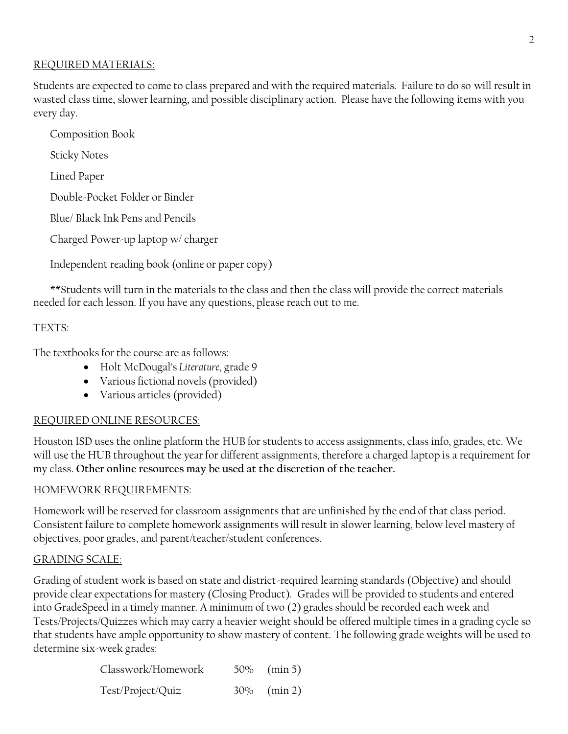## REQUIRED MATERIALS:

Students are expected to come to class prepared and with the required materials. Failure to do so will result in wasted class time, slower learning, and possible disciplinary action. Please have the following items with you every day.

Composition Book

Sticky Notes

Lined Paper

Double-Pocket Folder or Binder

Blue/ Black Ink Pens and Pencils

Charged Power-up laptop w/ charger

Independent reading book (online or paper copy)

**Students will turn in the materials to the class and then the class will provide the correct materials needed for each lesson. If you have any questions, please reach out to me.

## TEXTS:

The textbooks for the course are as follows:

- Holt McDougal's *Literature*, grade 9
- Various fictional novels (provided)
- Various articles (provided)

## REQUIRED ONLINE RESOURCES:

Houston ISD uses the online platform the HUB for students to access assignments, class info, grades, etc. We will use the HUB throughout the year for different assignments, therefore a charged laptop is a requirement for my class. **Other online resources may be used at the discretion of the teacher.**

## HOMEWORK REQUIREMENTS:

Homework will be reserved for classroom assignments that are unfinished by the end of that class period. Consistent failure to complete homework assignments will result in slower learning, below level mastery of objectives, poor grades, and parent/teacher/student conferences.

## GRADING SCALE:

Grading of student work is based on state and district-required learning standards (Objective) and should provide clear expectations for mastery (Closing Product). Grades will be provided to students and entered into GradeSpeed in a timely manner. A minimum of two (2) grades should be recorded each week and Tests/Projects/Quizzes which may carry a heavier weight should be offered multiple times in a grading cycle so that students have ample opportunity to show mastery of content. The following grade weights will be used to determine six-week grades:

| | | |
|---|---|---|
| Classwork/Homework | 50% | (min 5) |
| Test/Project/Quiz | 30% | (min 2) |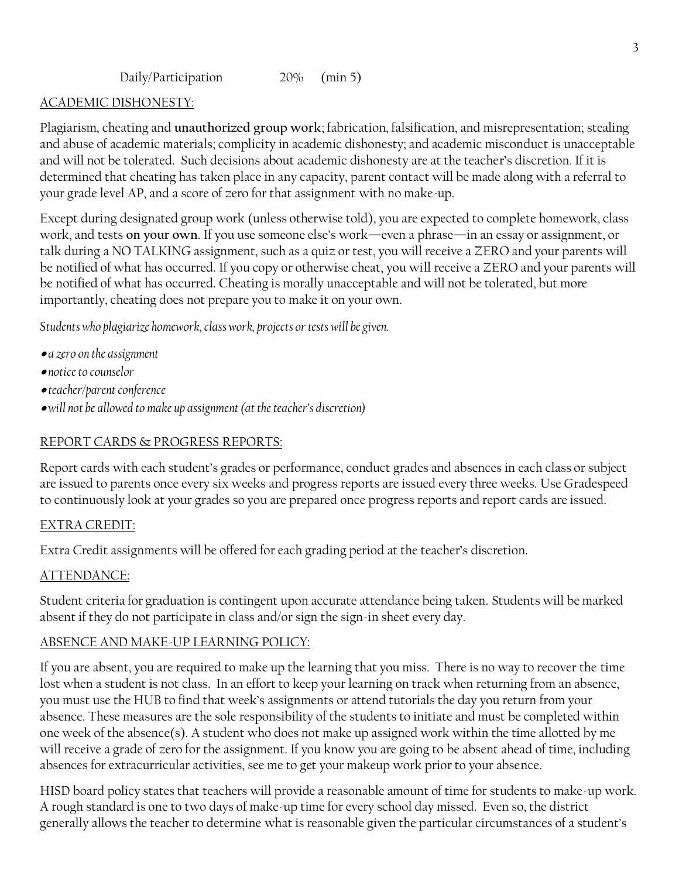Daily/Participation 20% (min 5)

<u>ACADEMIC DISHONESTY:</u>

Plagiarism, cheating and **unauthorized group work**; fabrication, falsification, and misrepresentation; stealing and abuse of academic materials; complicity in academic dishonesty; and academic misconduct is unacceptable and will not be tolerated. Such decisions about academic dishonesty are at the teacher's discretion. If it is determined that cheating has taken place in any capacity, parent contact will be made along with a referral to your grade level AP, and a score of zero for that assignment with no make-up.

Except during designated group work (unless otherwise told), you are expected to complete homework, class work, and tests **on your own**. If you use someone else's work—even a phrase—in an essay or assignment, or talk during a NO TALKING assignment, such as a quiz or test, you will receive a ZERO and your parents will be notified of what has occurred. If you copy or otherwise cheat, you will receive a ZERO and your parents will be notified of what has occurred. Cheating is morally unacceptable and will not be tolerated, but more importantly, cheating does not prepare you to make it on your own.

*Students who plagiarize homework, class work, projects or tests will be given.*

- *a zero on the assignment*
- *notice to counselor*
- *teacher/parent conference*
- *will not be allowed to make up assignment (at the teacher's discretion)*

<u>REPORT CARDS & PROGRESS REPORTS:</u>

Report cards with each student's grades or performance, conduct grades and absences in each class or subject are issued to parents once every six weeks and progress reports are issued every three weeks. Use Gradespeed to continuously look at your grades so you are prepared once progress reports and report cards are issued.

<u>EXTRA CREDIT:</u>

Extra Credit assignments will be offered for each grading period at the teacher's discretion.

<u>ATTENDANCE:</u>

Student criteria for graduation is contingent upon accurate attendance being taken. Students will be marked absent if they do not participate in class and/or sign the sign-in sheet every day.

<u>ABSENCE AND MAKE-UP LEARNING POLICY:</u>

If you are absent, you are required to make up the learning that you miss. There is no way to recover the time lost when a student is not class. In an effort to keep your learning on track when returning from an absence, you must use the HUB to find that week's assignments or attend tutorials the day you return from your absence. These measures are the sole responsibility of the students to initiate and must be completed within one week of the absence(s). A student who does not make up assigned work within the time allotted by me will receive a grade of zero for the assignment. If you know you are going to be absent ahead of time, including absences for extracurricular activities, see me to get your makeup work prior to your absence.

HISD board policy states that teachers will provide a reasonable amount of time for students to make-up work. A rough standard is one to two days of make-up time for every school day missed. Even so, the district generally allows the teacher to determine what is reasonable given the particular circumstances of a student's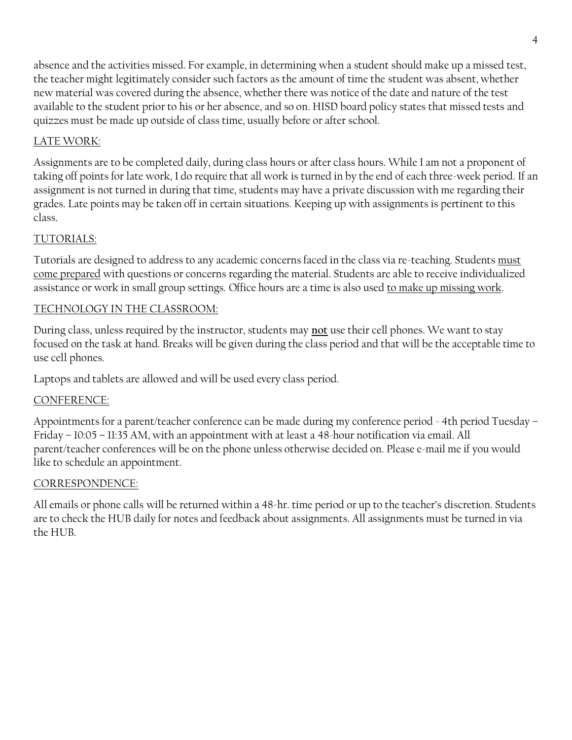absence and the activities missed. For example, in determining when a student should make up a missed test, the teacher might legitimately consider such factors as the amount of time the student was absent, whether new material was covered during the absence, whether there was notice of the date and nature of the test available to the student prior to his or her absence, and so on. HISD board policy states that missed tests and quizzes must be made up outside of class time, usually before or after school.

## LATE WORK:

Assignments are to be completed daily, during class hours or after class hours. While I am not a proponent of taking off points for late work, I do require that all work is turned in by the end of each three-week period. If an assignment is not turned in during that time, students may have a private discussion with me regarding their grades. Late points may be taken off in certain situations. Keeping up with assignments is pertinent to this class.

## TUTORIALS:

Tutorials are designed to address to any academic concerns faced in the class via re-teaching. Students <u>must come prepared</u> with questions or concerns regarding the material. Students are able to receive individualized assistance or work in small group settings. Office hours are a time is also used <u>to make up missing work</u>.

## TECHNOLOGY IN THE CLASSROOM:

During class, unless required by the instructor, students may **<u>not</u>** use their cell phones. We want to stay focused on the task at hand. Breaks will be given during the class period and that will be the acceptable time to use cell phones.

Laptops and tablets are allowed and will be used every class period.

## CONFERENCE:

Appointments for a parent/teacher conference can be made during my conference period - 4th period Tuesday – Friday – 10:05 – 11:35 AM, with an appointment with at least a 48-hour notification via email. All parent/teacher conferences will be on the phone unless otherwise decided on. Please e-mail me if you would like to schedule an appointment.

## CORRESPONDENCE:

All emails or phone calls will be returned within a 48-hr. time period or up to the teacher's discretion. Students are to check the HUB daily for notes and feedback about assignments. All assignments must be turned in via the HUB.